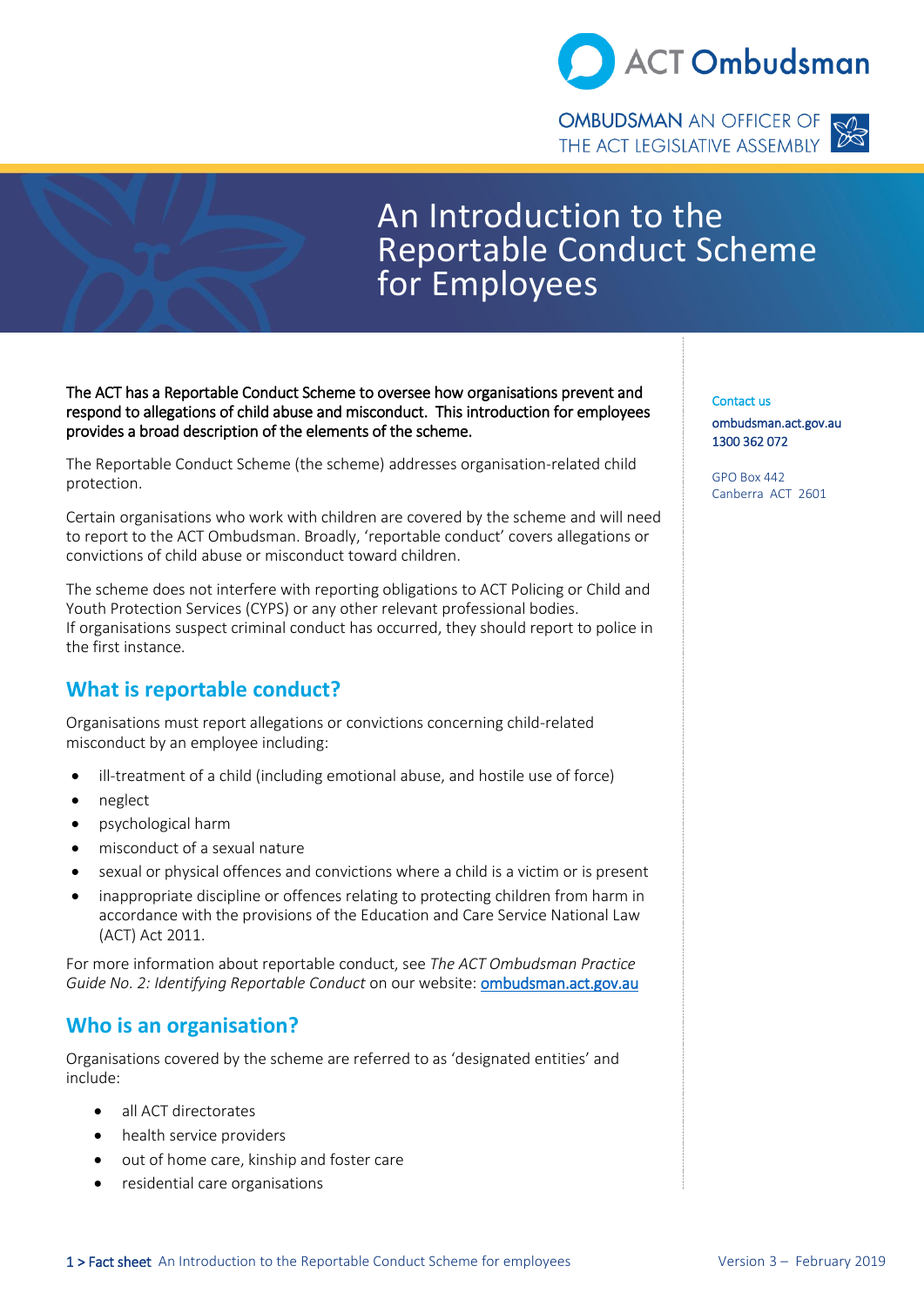ACT Ombudsman

OMBUDSMAN AN OFFICER OF THE ACT LEGISLATIVE ASSEMBLY

# An Introduction to the Reportable Conduct Scheme for Employees

**The ACT has a Reportable Conduct Scheme to oversee how organisations prevent and respond to allegations of child abuse and misconduct. This introduction for employees provides a broad description of the elements of the scheme.**

The Reportable Conduct Scheme (the scheme) addresses organisation-related child protection.

Certain organisations who work with children are covered by the scheme and will need to report to the ACT Ombudsman. Broadly, 'reportable conduct' covers allegations or convictions of child abuse or misconduct toward children.

The scheme does not interfere with reporting obligations to ACT Policing or Child and Youth Protection Services (CYPS) or any other relevant professional bodies.
If organisations suspect criminal conduct has occurred, they should report to police in the first instance.

## What is reportable conduct?

Organisations must report allegations or convictions concerning child-related misconduct by an employee including:

- ill-treatment of a child (including emotional abuse, and hostile use of force)
- neglect
- psychological harm
- misconduct of a sexual nature
- sexual or physical offences and convictions where a child is a victim or is present
- inappropriate discipline or offences relating to protecting children from harm in accordance with the provisions of the Education and Care Service National Law (ACT) Act 2011.

For more information about reportable conduct, see *The ACT Ombudsman Practice Guide No. 2: Identifying Reportable Conduct* on our website: ombudsman.act.gov.au

## Who is an organisation?

Organisations covered by the scheme are referred to as 'designated entities' and include:

- all ACT directorates
- health service providers
- out of home care, kinship and foster care
- residential care organisations

**Contact us**

**ombudsman.act.gov.au**
**1300 362 072**

GPO Box 442
Canberra ACT 2601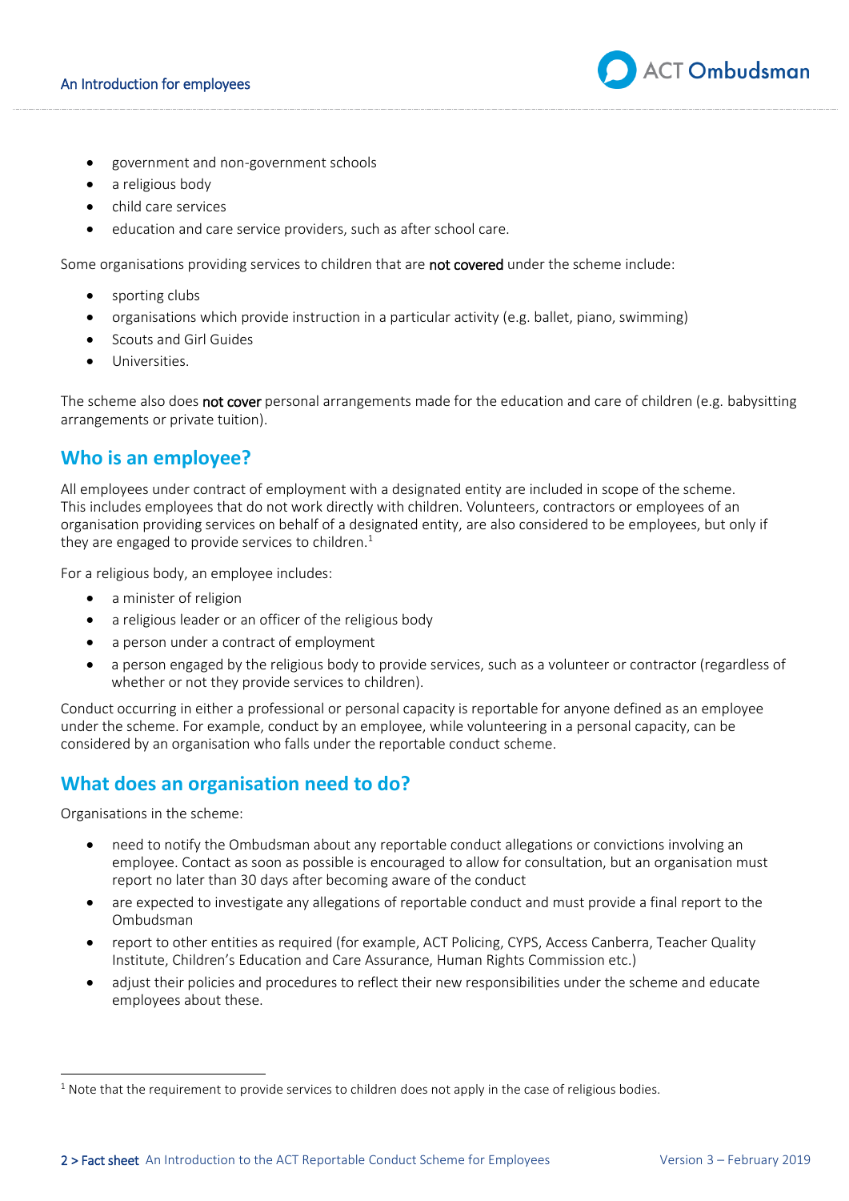- government and non-government schools
- a religious body
- child care services
- education and care service providers, such as after school care.

Some organisations providing services to children that are **not covered** under the scheme include:

- sporting clubs
- organisations which provide instruction in a particular activity (e.g. ballet, piano, swimming)
- Scouts and Girl Guides
- Universities.

The scheme also does **not cover** personal arrangements made for the education and care of children (e.g. babysitting arrangements or private tuition).

## Who is an employee?

All employees under contract of employment with a designated entity are included in scope of the scheme. This includes employees that do not work directly with children. Volunteers, contractors or employees of an organisation providing services on behalf of a designated entity, are also considered to be employees, but only if they are engaged to provide services to children.[1]

For a religious body, an employee includes:

- a minister of religion
- a religious leader or an officer of the religious body
- a person under a contract of employment
- a person engaged by the religious body to provide services, such as a volunteer or contractor (regardless of whether or not they provide services to children).

Conduct occurring in either a professional or personal capacity is reportable for anyone defined as an employee under the scheme. For example, conduct by an employee, while volunteering in a personal capacity, can be considered by an organisation who falls under the reportable conduct scheme.

## What does an organisation need to do?

Organisations in the scheme:

- need to notify the Ombudsman about any reportable conduct allegations or convictions involving an employee. Contact as soon as possible is encouraged to allow for consultation, but an organisation must report no later than 30 days after becoming aware of the conduct
- are expected to investigate any allegations of reportable conduct and must provide a final report to the Ombudsman
- report to other entities as required (for example, ACT Policing, CYPS, Access Canberra, Teacher Quality Institute, Children's Education and Care Assurance, Human Rights Commission etc.)
- adjust their policies and procedures to reflect their new responsibilities under the scheme and educate employees about these.

[1] Note that the requirement to provide services to children does not apply in the case of religious bodies.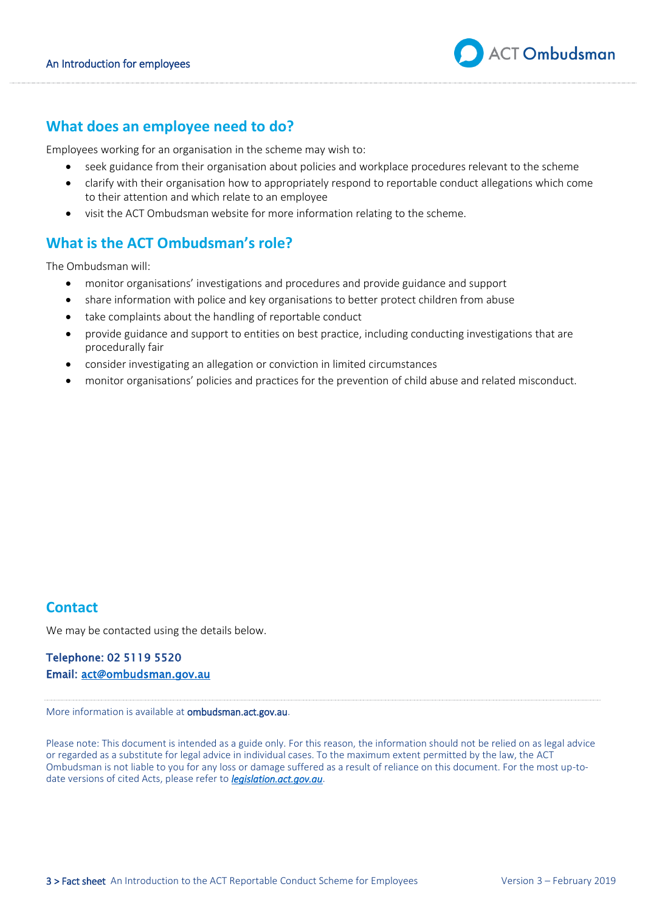## What does an employee need to do?

Employees working for an organisation in the scheme may wish to:

- seek guidance from their organisation about policies and workplace procedures relevant to the scheme
- clarify with their organisation how to appropriately respond to reportable conduct allegations which come to their attention and which relate to an employee
- visit the ACT Ombudsman website for more information relating to the scheme.

## What is the ACT Ombudsman's role?

The Ombudsman will:

- monitor organisations' investigations and procedures and provide guidance and support
- share information with police and key organisations to better protect children from abuse
- take complaints about the handling of reportable conduct
- provide guidance and support to entities on best practice, including conducting investigations that are procedurally fair
- consider investigating an allegation or conviction in limited circumstances
- monitor organisations' policies and practices for the prevention of child abuse and related misconduct.

## Contact

We may be contacted using the details below.

**Telephone: 02 5119 5520**
**Email: act@ombudsman.gov.au**

More information is available at **ombudsman.act.gov.au**.

Please note: This document is intended as a guide only. For this reason, the information should not be relied on as legal advice or regarded as a substitute for legal advice in individual cases. To the maximum extent permitted by the law, the ACT Ombudsman is not liable to you for any loss or damage suffered as a result of reliance on this document. For the most up-to-date versions of cited Acts, please refer to ***legislation.act.gov.au***.